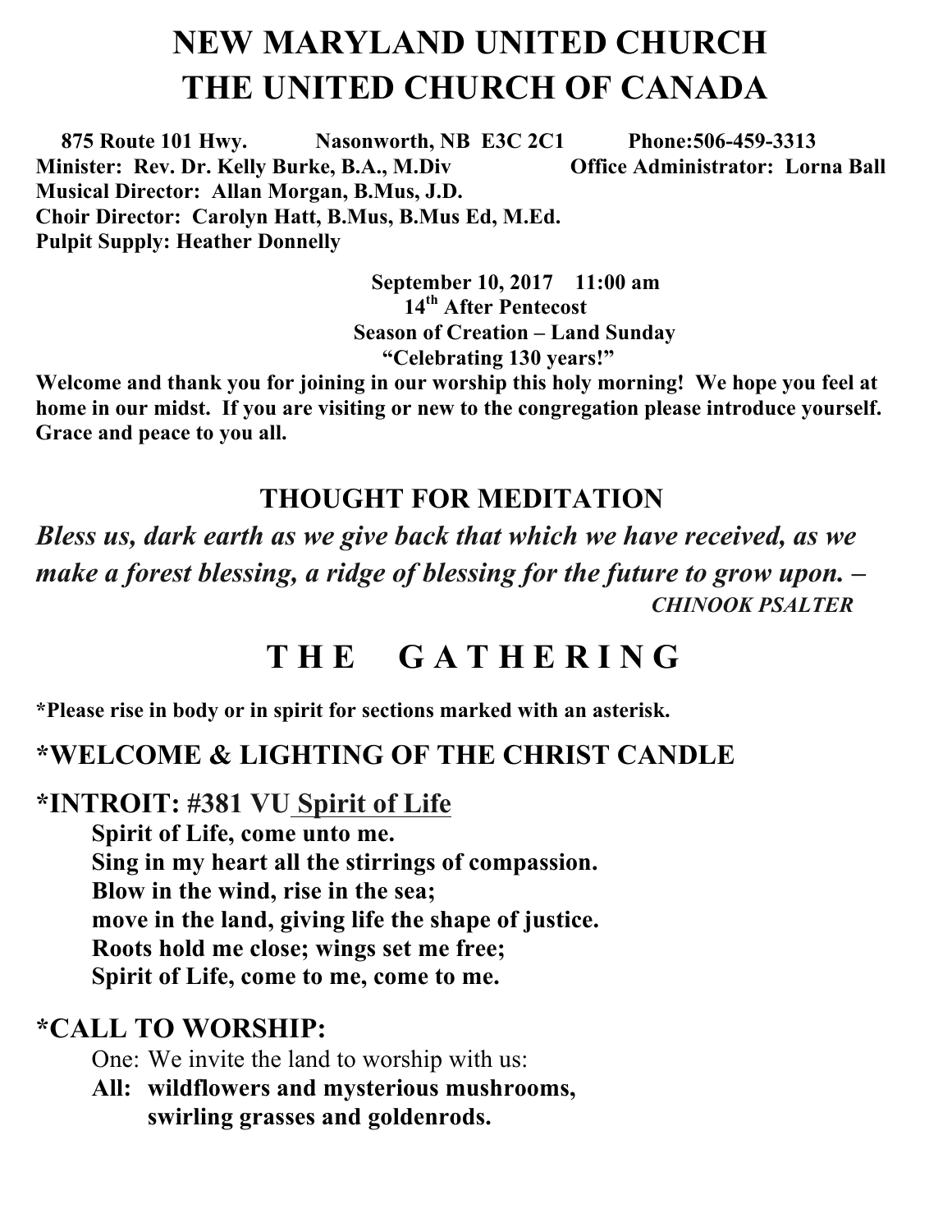# NEW MARYLAND UNITED CHURCH
# THE UNITED CHURCH OF CANADA

**875 Route 101 Hwy. Nasonworth, NB E3C 2C1 Phone:506-459-3313**
**Minister: Rev. Dr. Kelly Burke, B.A., M.Div Office Administrator: Lorna Ball**
**Musical Director: Allan Morgan, B.Mus, J.D.**
**Choir Director: Carolyn Hatt, B.Mus, B.Mus Ed, M.Ed.**
**Pulpit Supply: Heather Donnelly**

**September 10, 2017 11:00 am**
**14th After Pentecost**
**Season of Creation – Land Sunday**
**"Celebrating 130 years!"**

**Welcome and thank you for joining in our worship this holy morning! We hope you feel at home in our midst. If you are visiting or new to the congregation please introduce yourself. Grace and peace to you all.**

## THOUGHT FOR MEDITATION

***Bless us, dark earth as we give back that which we have received, as we make a forest blessing, a ridge of blessing for the future to grow upon. –***
***CHINOOK PSALTER***

# T H E G A T H E R I N G

**\*Please rise in body or in spirit for sections marked with an asterisk.**

## \*WELCOME & LIGHTING OF THE CHRIST CANDLE

## \*INTROIT: #381 VU Spirit of Life

**Spirit of Life, come unto me.**
**Sing in my heart all the stirrings of compassion.**
**Blow in the wind, rise in the sea;**
**move in the land, giving life the shape of justice.**
**Roots hold me close; wings set me free;**
**Spirit of Life, come to me, come to me.**

## \*CALL TO WORSHIP:

One: We invite the land to worship with us:
**All: wildflowers and mysterious mushrooms,**
**swirling grasses and goldenrods.**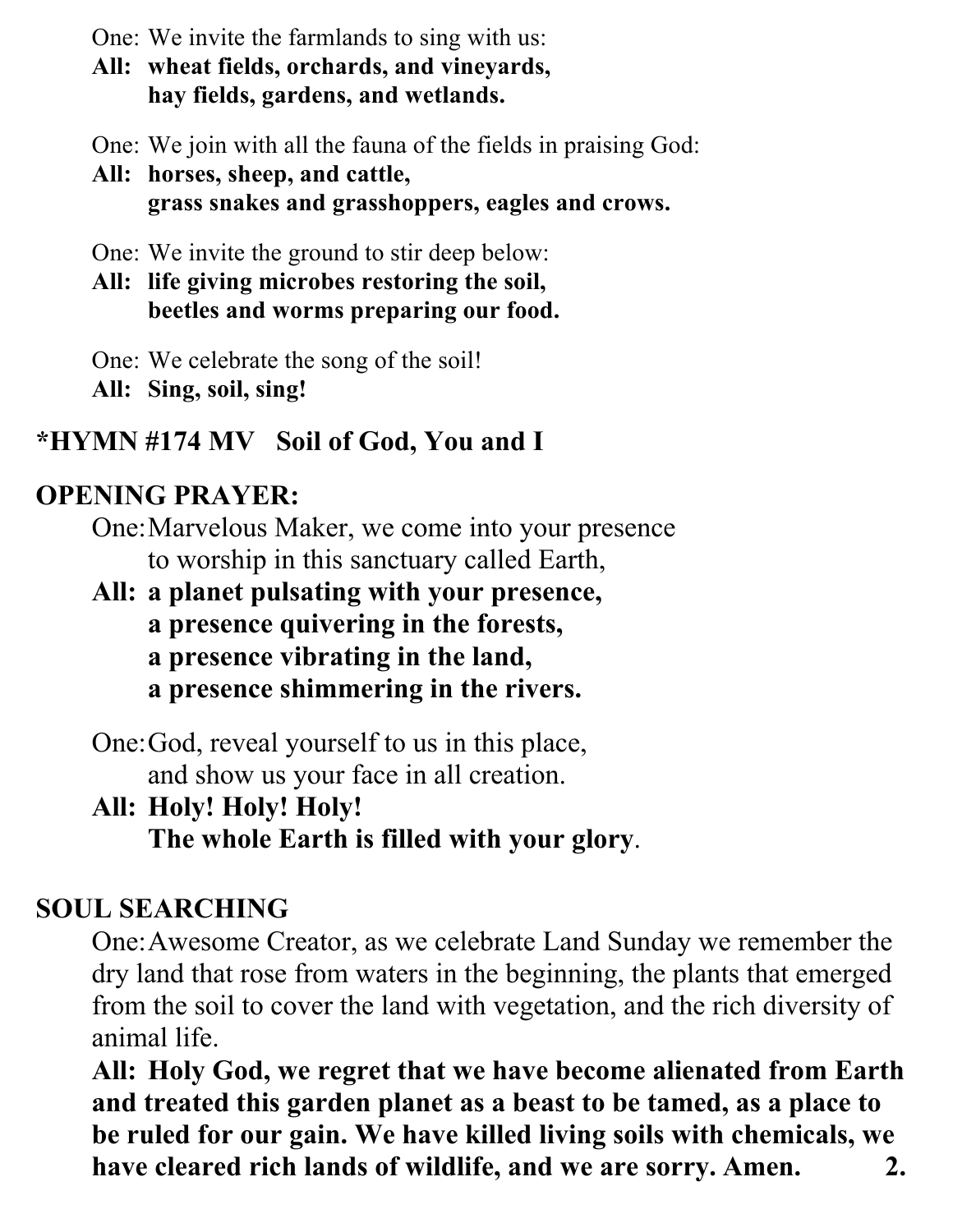One: We invite the farmlands to sing with us:
**All: wheat fields, orchards, and vineyards,**
**hay fields, gardens, and wetlands.**

One: We join with all the fauna of the fields in praising God:
**All: horses, sheep, and cattle,**
**grass snakes and grasshoppers, eagles and crows.**

One: We invite the ground to stir deep below:
**All: life giving microbes restoring the soil,**
**beetles and worms preparing our food.**

One: We celebrate the song of the soil!
**All: Sing, soil, sing!**

**\*HYMN #174 MV Soil of God, You and I**

**OPENING PRAYER:**

One: Marvelous Maker, we come into your presence
to worship in this sanctuary called Earth,
**All: a planet pulsating with your presence,**
**a presence quivering in the forests,**
**a presence vibrating in the land,**
**a presence shimmering in the rivers.**

One: God, reveal yourself to us in this place,
and show us your face in all creation.
**All: Holy! Holy! Holy!**
**The whole Earth is filled with your glory.**

**SOUL SEARCHING**

One: Awesome Creator, as we celebrate Land Sunday we remember the dry land that rose from waters in the beginning, the plants that emerged from the soil to cover the land with vegetation, and the rich diversity of animal life.

**All: Holy God, we regret that we have become alienated from Earth and treated this garden planet as a beast to be tamed, as a place to be ruled for our gain. We have killed living soils with chemicals, we have cleared rich lands of wildlife, and we are sorry. Amen.**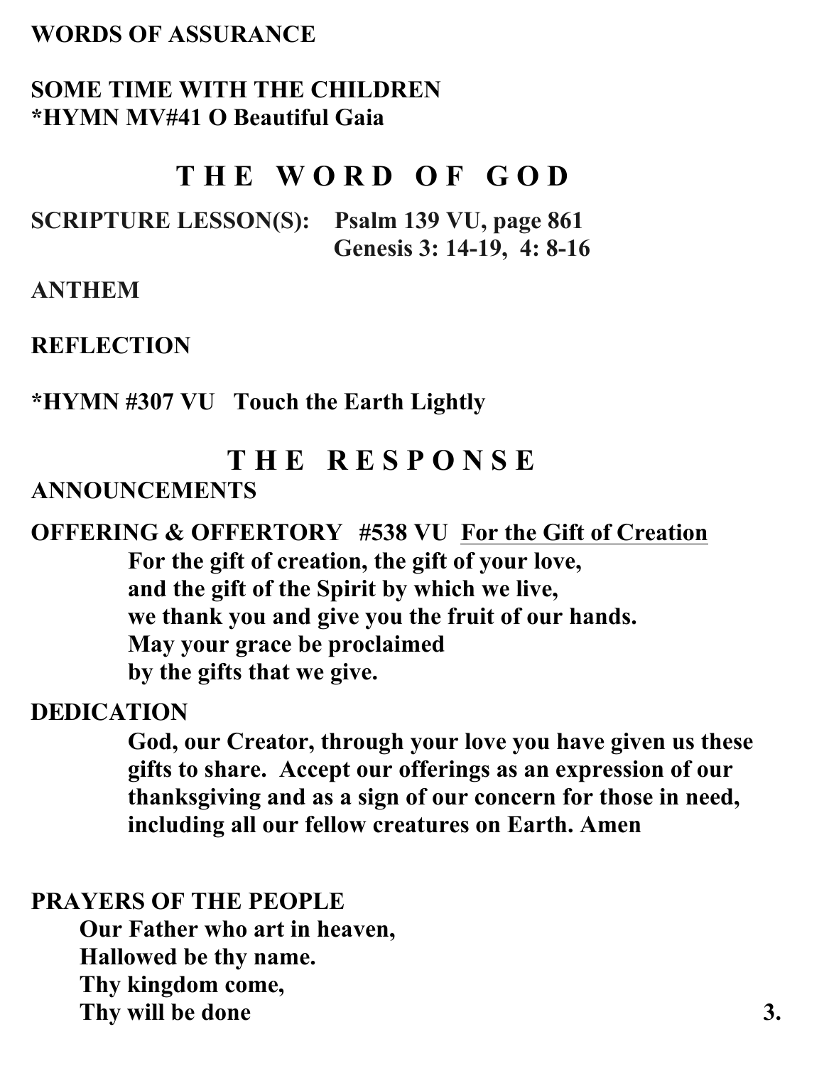**WORDS OF ASSURANCE**

**SOME TIME WITH THE CHILDREN**
***HYMN MV#41 O Beautiful Gaia**

## THE WORD OF GOD

**SCRIPTURE LESSON(S): Psalm 139 VU, page 861**
**Genesis 3: 14-19, 4: 8-16**

**ANTHEM**

**REFLECTION**

***HYMN #307 VU Touch the Earth Lightly**

## THE RESPONSE

**ANNOUNCEMENTS**

**OFFERING & OFFERTORY #538 VU <u>For the Gift of Creation</u>**

> **For the gift of creation, the gift of your love,**
> **and the gift of the Spirit by which we live,**
> **we thank you and give you the fruit of our hands.**
> **May your grace be proclaimed**
> **by the gifts that we give.**

**DEDICATION**

> **God, our Creator, through your love you have given us these gifts to share. Accept our offerings as an expression of our thanksgiving and as a sign of our concern for those in need, including all our fellow creatures on Earth. Amen**

**PRAYERS OF THE PEOPLE**

> **Our Father who art in heaven,**
> **Hallowed be thy name.**
> **Thy kingdom come,**
> **Thy will be done**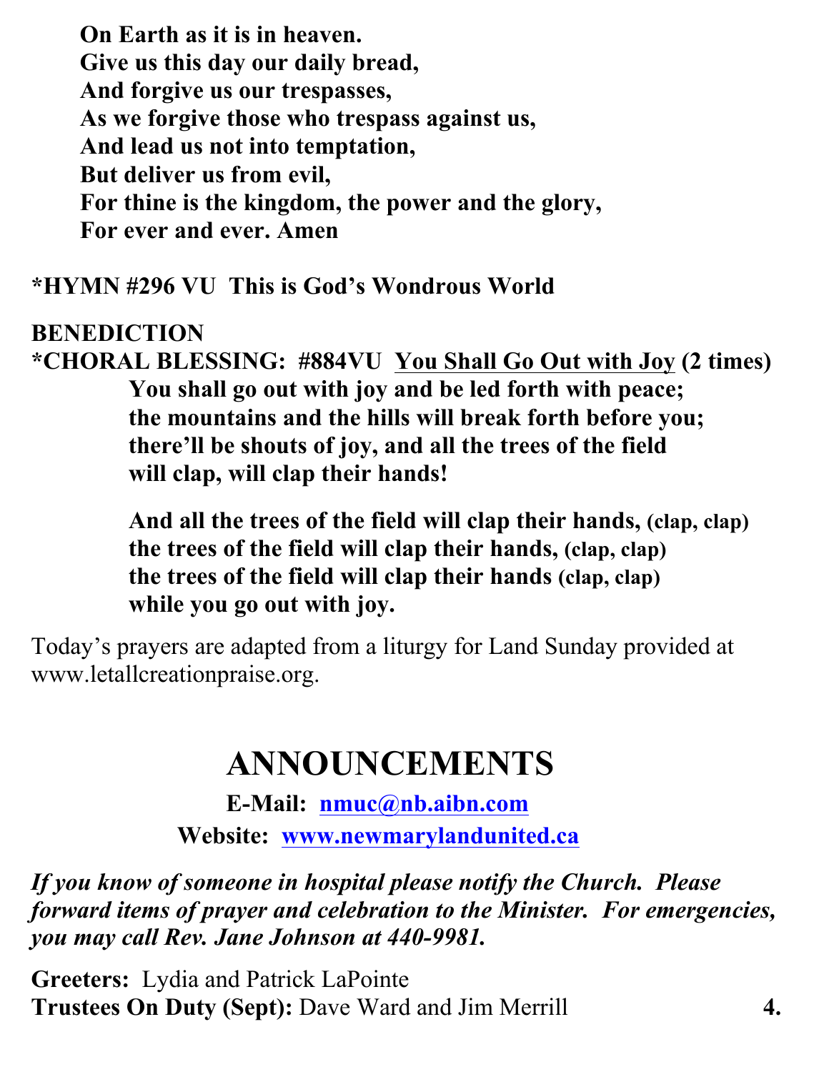**On Earth as it is in heaven.**
**Give us this day our daily bread,**
**And forgive us our trespasses,**
**As we forgive those who trespass against us,**
**And lead us not into temptation,**
**But deliver us from evil,**
**For thine is the kingdom, the power and the glory,**
**For ever and ever. Amen**

**\*HYMN #296 VU This is God's Wondrous World**

**BENEDICTION**

**\*CHORAL BLESSING: #884VU <u>You Shall Go Out with Joy</u> (2 times)**

**You shall go out with joy and be led forth with peace;**
**the mountains and the hills will break forth before you;**
**there'll be shouts of joy, and all the trees of the field**
**will clap, will clap their hands!**

**And all the trees of the field will clap their hands, (clap, clap)**
**the trees of the field will clap their hands, (clap, clap)**
**the trees of the field will clap their hands (clap, clap)**
**while you go out with joy.**

Today's prayers are adapted from a liturgy for Land Sunday provided at www.letallcreationpraise.org.

# ANNOUNCEMENTS

**E-Mail: nmuc@nb.aibn.com**

**Website: www.newmarylandunited.ca**

***If you know of someone in hospital please notify the Church. Please forward items of prayer and celebration to the Minister. For emergencies, you may call Rev. Jane Johnson at 440-9981.***

**Greeters:** Lydia and Patrick LaPointe
**Trustees On Duty (Sept):** Dave Ward and Jim Merrill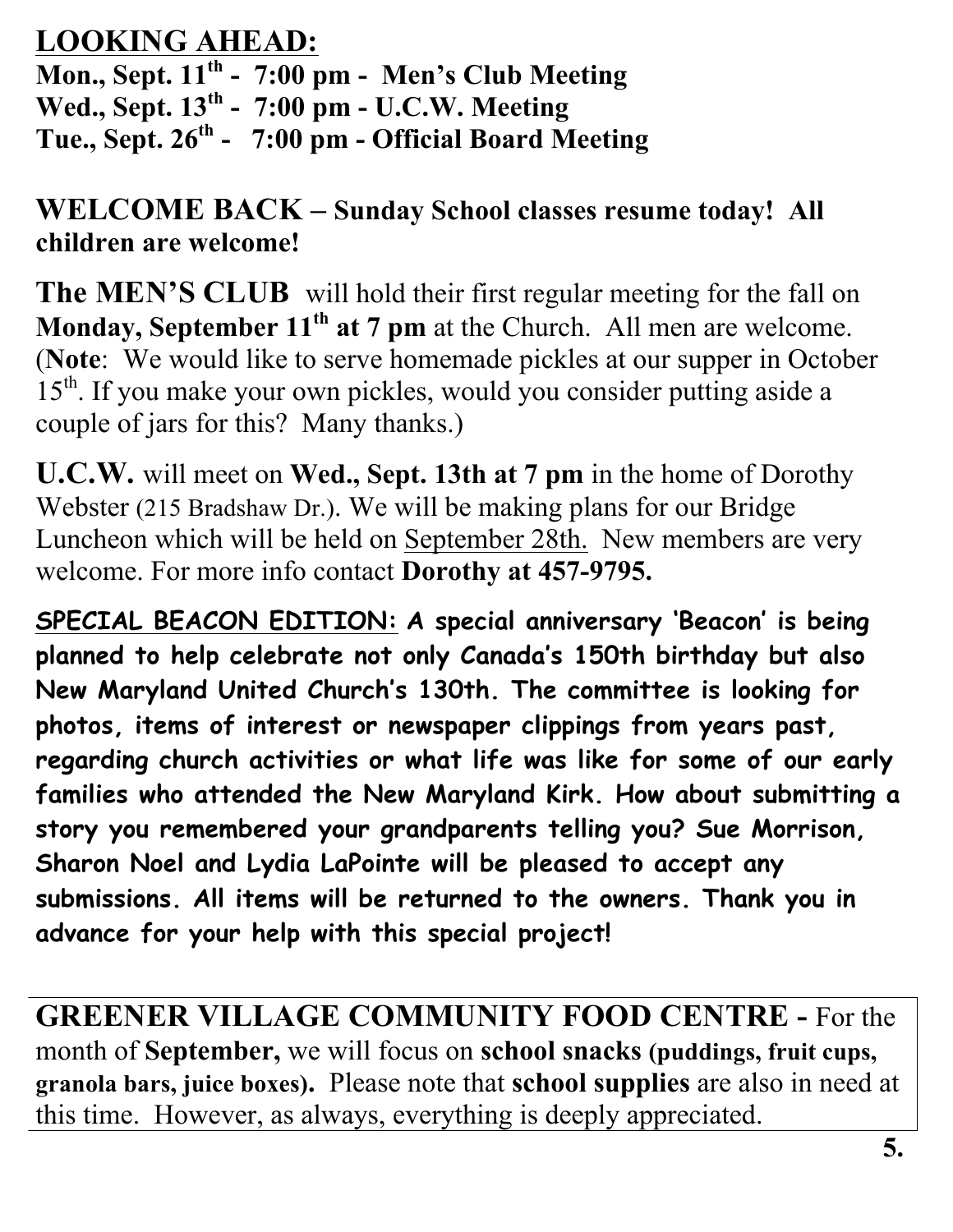## LOOKING AHEAD:

**Mon., Sept. 11th - 7:00 pm - Men's Club Meeting**
**Wed., Sept. 13th - 7:00 pm - U.C.W. Meeting**
**Tue., Sept. 26th - 7:00 pm - Official Board Meeting**

**WELCOME BACK – Sunday School classes resume today! All children are welcome!**

**The MEN'S CLUB** will hold their first regular meeting for the fall on **Monday, September 11th at 7 pm** at the Church. All men are welcome. (**Note**: We would like to serve homemade pickles at our supper in October 15th. If you make your own pickles, would you consider putting aside a couple of jars for this? Many thanks.)

**U.C.W.** will meet on **Wed., Sept. 13th at 7 pm** in the home of Dorothy Webster (215 Bradshaw Dr.). We will be making plans for our Bridge Luncheon which will be held on September 28th. New members are very welcome. For more info contact **Dorothy at 457-9795.**

**SPECIAL BEACON EDITION: A special anniversary 'Beacon' is being planned to help celebrate not only Canada's 150th birthday but also New Maryland United Church's 130th. The committee is looking for photos, items of interest or newspaper clippings from years past, regarding church activities or what life was like for some of our early families who attended the New Maryland Kirk. How about submitting a story you remembered your grandparents telling you? Sue Morrison, Sharon Noel and Lydia LaPointe will be pleased to accept any submissions. All items will be returned to the owners. Thank you in advance for your help with this special project!**

**GREENER VILLAGE COMMUNITY FOOD CENTRE -** For the month of **September,** we will focus on **school snacks (puddings, fruit cups, granola bars, juice boxes).** Please note that **school supplies** are also in need at this time. However, as always, everything is deeply appreciated.